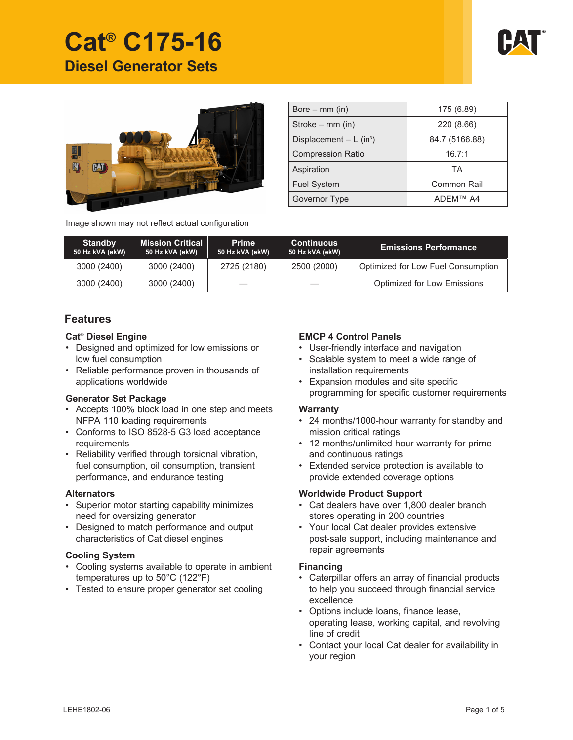# Cat® C175-16

## Diesel Generator Sets

Image shown may not reflect actual configuration

| | |
|---|---|
| Bore – mm (in) | 175 (6.89) |
| Stroke – mm (in) | 220 (8.66) |
| Displacement – L (in³) | 84.7 (5166.88) |
| Compression Ratio | 16.7:1 |
| Aspiration | TA |
| Fuel System | Common Rail |
| Governor Type | ADEM™ A4 |

| Standby 50 Hz kVA (ekW) | Mission Critical 50 Hz kVA (ekW) | Prime 50 Hz kVA (ekW) | Continuous 50 Hz kVA (ekW) | Emissions Performance |
|---|---|---|---|---|
| 3000 (2400) | 3000 (2400) | 2725 (2180) | 2500 (2000) | Optimized for Low Fuel Consumption |
| 3000 (2400) | 3000 (2400) | — | — | Optimized for Low Emissions |

## Features

### Cat® Diesel Engine

- Designed and optimized for low emissions or low fuel consumption
- Reliable performance proven in thousands of applications worldwide

### Generator Set Package

- Accepts 100% block load in one step and meets NFPA 110 loading requirements
- Conforms to ISO 8528-5 G3 load acceptance requirements
- Reliability verified through torsional vibration, fuel consumption, oil consumption, transient performance, and endurance testing

### Alternators

- Superior motor starting capability minimizes need for oversizing generator
- Designed to match performance and output characteristics of Cat diesel engines

### Cooling System

- Cooling systems available to operate in ambient temperatures up to 50°C (122°F)
- Tested to ensure proper generator set cooling

### EMCP 4 Control Panels

- User-friendly interface and navigation
- Scalable system to meet a wide range of installation requirements
- Expansion modules and site specific programming for specific customer requirements

### Warranty

- 24 months/1000-hour warranty for standby and mission critical ratings
- 12 months/unlimited hour warranty for prime and continuous ratings
- Extended service protection is available to provide extended coverage options

### Worldwide Product Support

- Cat dealers have over 1,800 dealer branch stores operating in 200 countries
- Your local Cat dealer provides extensive post-sale support, including maintenance and repair agreements

### Financing

- Caterpillar offers an array of financial products to help you succeed through financial service excellence
- Options include loans, finance lease, operating lease, working capital, and revolving line of credit
- Contact your local Cat dealer for availability in your region

LEHE1802-06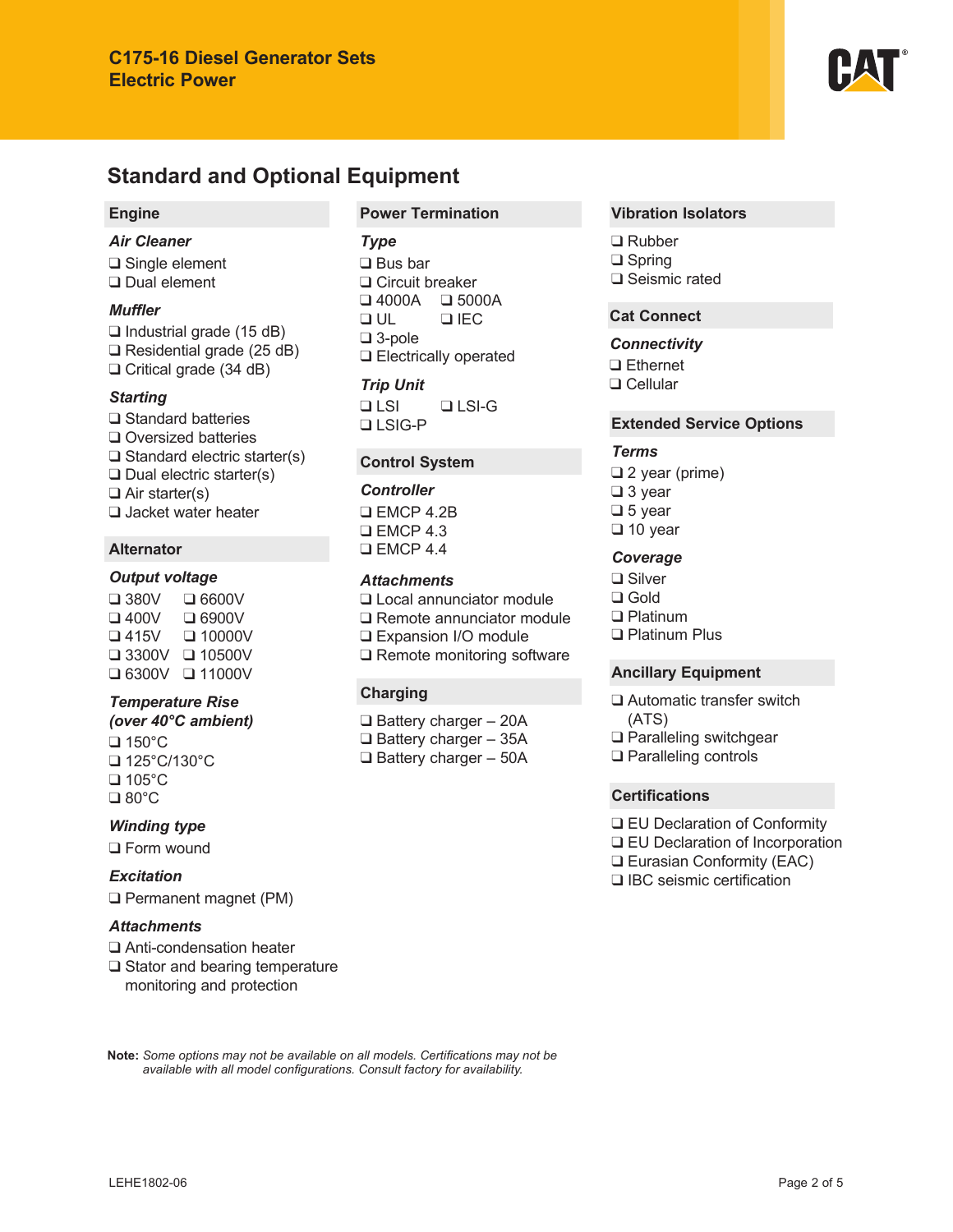## Standard and Optional Equipment

### Engine

#### *Air Cleaner*

- ❑ Single element
- ❑ Dual element

#### *Muffler*

- ❑ Industrial grade (15 dB)
- ❑ Residential grade (25 dB)
- ❑ Critical grade (34 dB)

#### *Starting*

- ❑ Standard batteries
- ❑ Oversized batteries
- ❑ Standard electric starter(s)
- ❑ Dual electric starter(s)
- ❑ Air starter(s)
- ❑ Jacket water heater

### Alternator

#### *Output voltage*

- ❑ 380V
- ❑ 400V
- ❑ 415V
- ❑ 3300V
- ❑ 6300V
- ❑ 6600V
- ❑ 6900V
- ❑ 10000V
- ❑ 10500V
- ❑ 11000V

#### *Temperature Rise (over 40°C ambient)*

- ❑ 150°C
- ❑ 125°C/130°C
- ❑ 105°C
- ❑ 80°C

#### *Winding type*

- ❑ Form wound

#### *Excitation*

- ❑ Permanent magnet (PM)

#### *Attachments*

- ❑ Anti-condensation heater
- ❑ Stator and bearing temperature monitoring and protection

### Power Termination

#### *Type*

- ❑ Bus bar
- ❑ Circuit breaker
- ❑ 4000A
- ❑ 5000A
- ❑ UL
- ❑ IEC
- ❑ 3-pole
- ❑ Electrically operated

#### *Trip Unit*

- ❑ LSI
- ❑ LSI-G
- ❑ LSIG-P

### Control System

#### *Controller*

- ❑ EMCP 4.2B
- ❑ EMCP 4.3
- ❑ EMCP 4.4

#### *Attachments*

- ❑ Local annunciator module
- ❑ Remote annunciator module
- ❑ Expansion I/O module
- ❑ Remote monitoring software

### Charging

- ❑ Battery charger – 20A
- ❑ Battery charger – 35A
- ❑ Battery charger – 50A

### Vibration Isolators

- ❑ Rubber
- ❑ Spring
- ❑ Seismic rated

### Cat Connect

#### *Connectivity*

- ❑ Ethernet
- ❑ Cellular

### Extended Service Options

#### *Terms*

- ❑ 2 year (prime)
- ❑ 3 year
- ❑ 5 year
- ❑ 10 year

#### *Coverage*

- ❑ Silver
- ❑ Gold
- ❑ Platinum
- ❑ Platinum Plus

### Ancillary Equipment

- ❑ Automatic transfer switch (ATS)
- ❑ Paralleling switchgear
- ❑ Paralleling controls

### Certifications

- ❑ EU Declaration of Conformity
- ❑ EU Declaration of Incorporation
- ❑ Eurasian Conformity (EAC)
- ❑ IBC seismic certification

**Note:** *Some options may not be available on all models. Certifications may not be available with all model configurations. Consult factory for availability.*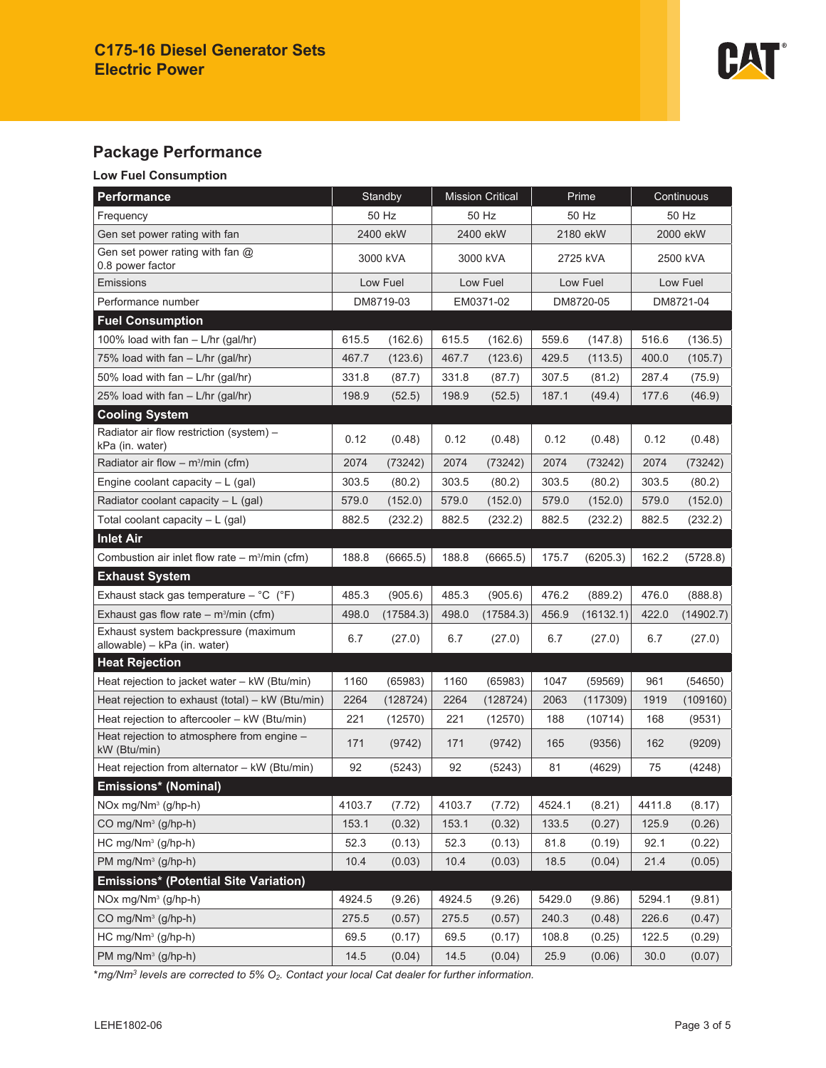# C175-16 Diesel Generator Sets
# Electric Power

## Package Performance

### Low Fuel Consumption

| Performance | Standby | | Mission Critical | | Prime | | Continuous | |
|---|---|---|---|---|---|---|---|---|
| Frequency | 50 Hz | | 50 Hz | | 50 Hz | | 50 Hz | |
| Gen set power rating with fan | 2400 ekW | | 2400 ekW | | 2180 ekW | | 2000 ekW | |
| Gen set power rating with fan @ 0.8 power factor | 3000 kVA | | 3000 kVA | | 2725 kVA | | 2500 kVA | |
| Emissions | Low Fuel | | Low Fuel | | Low Fuel | | Low Fuel | |
| Performance number | DM8719-03 | | EM0371-02 | | DM8720-05 | | DM8721-04 | |
| **Fuel Consumption** | | | | | | | | |
| 100% load with fan – L/hr (gal/hr) | 615.5 | (162.6) | 615.5 | (162.6) | 559.6 | (147.8) | 516.6 | (136.5) |
| 75% load with fan – L/hr (gal/hr) | 467.7 | (123.6) | 467.7 | (123.6) | 429.5 | (113.5) | 400.0 | (105.7) |
| 50% load with fan – L/hr (gal/hr) | 331.8 | (87.7) | 331.8 | (87.7) | 307.5 | (81.2) | 287.4 | (75.9) |
| 25% load with fan – L/hr (gal/hr) | 198.9 | (52.5) | 198.9 | (52.5) | 187.1 | (49.4) | 177.6 | (46.9) |
| **Cooling System** | | | | | | | | |
| Radiator air flow restriction (system) – kPa (in. water) | 0.12 | (0.48) | 0.12 | (0.48) | 0.12 | (0.48) | 0.12 | (0.48) |
| Radiator air flow – $m^3$/min (cfm) | 2074 | (73242) | 2074 | (73242) | 2074 | (73242) | 2074 | (73242) |
| Engine coolant capacity – L (gal) | 303.5 | (80.2) | 303.5 | (80.2) | 303.5 | (80.2) | 303.5 | (80.2) |
| Radiator coolant capacity – L (gal) | 579.0 | (152.0) | 579.0 | (152.0) | 579.0 | (152.0) | 579.0 | (152.0) |
| Total coolant capacity – L (gal) | 882.5 | (232.2) | 882.5 | (232.2) | 882.5 | (232.2) | 882.5 | (232.2) |
| **Inlet Air** | | | | | | | | |
| Combustion air inlet flow rate – $m^3$/min (cfm) | 188.8 | (6665.5) | 188.8 | (6665.5) | 175.7 | (6205.3) | 162.2 | (5728.8) |
| **Exhaust System** | | | | | | | | |
| Exhaust stack gas temperature – °C (°F) | 485.3 | (905.6) | 485.3 | (905.6) | 476.2 | (889.2) | 476.0 | (888.8) |
| Exhaust gas flow rate – $m^3$/min (cfm) | 498.0 | (17584.3) | 498.0 | (17584.3) | 456.9 | (16132.1) | 422.0 | (14902.7) |
| Exhaust system backpressure (maximum allowable) – kPa (in. water) | 6.7 | (27.0) | 6.7 | (27.0) | 6.7 | (27.0) | 6.7 | (27.0) |
| **Heat Rejection** | | | | | | | | |
| Heat rejection to jacket water – kW (Btu/min) | 1160 | (65983) | 1160 | (65983) | 1047 | (59569) | 961 | (54650) |
| Heat rejection to exhaust (total) – kW (Btu/min) | 2264 | (128724) | 2264 | (128724) | 2063 | (117309) | 1919 | (109160) |
| Heat rejection to aftercooler – kW (Btu/min) | 221 | (12570) | 221 | (12570) | 188 | (10714) | 168 | (9531) |
| Heat rejection to atmosphere from engine – kW (Btu/min) | 171 | (9742) | 171 | (9742) | 165 | (9356) | 162 | (9209) |
| Heat rejection from alternator – kW (Btu/min) | 92 | (5243) | 92 | (5243) | 81 | (4629) | 75 | (4248) |
| **Emissions* (Nominal)** | | | | | | | | |
| NOx mg/$Nm^3$ (g/hp-h) | 4103.7 | (7.72) | 4103.7 | (7.72) | 4524.1 | (8.21) | 4411.8 | (8.17) |
| CO mg/$Nm^3$ (g/hp-h) | 153.1 | (0.32) | 153.1 | (0.32) | 133.5 | (0.27) | 125.9 | (0.26) |
| HC mg/$Nm^3$ (g/hp-h) | 52.3 | (0.13) | 52.3 | (0.13) | 81.8 | (0.19) | 92.1 | (0.22) |
| PM mg/$Nm^3$ (g/hp-h) | 10.4 | (0.03) | 10.4 | (0.03) | 18.5 | (0.04) | 21.4 | (0.05) |
| **Emissions* (Potential Site Variation)** | | | | | | | | |
| NOx mg/$Nm^3$ (g/hp-h) | 4924.5 | (9.26) | 4924.5 | (9.26) | 5429.0 | (9.86) | 5294.1 | (9.81) |
| CO mg/$Nm^3$ (g/hp-h) | 275.5 | (0.57) | 275.5 | (0.57) | 240.3 | (0.48) | 226.6 | (0.47) |
| HC mg/$Nm^3$ (g/hp-h) | 69.5 | (0.17) | 69.5 | (0.17) | 108.8 | (0.25) | 122.5 | (0.29) |
| PM mg/$Nm^3$ (g/hp-h) | 14.5 | (0.04) | 14.5 | (0.04) | 25.9 | (0.06) | 30.0 | (0.07) |

**mg/$Nm^3$ levels are corrected to 5% $O_2$. Contact your local Cat dealer for further information.*

LEHE1802-06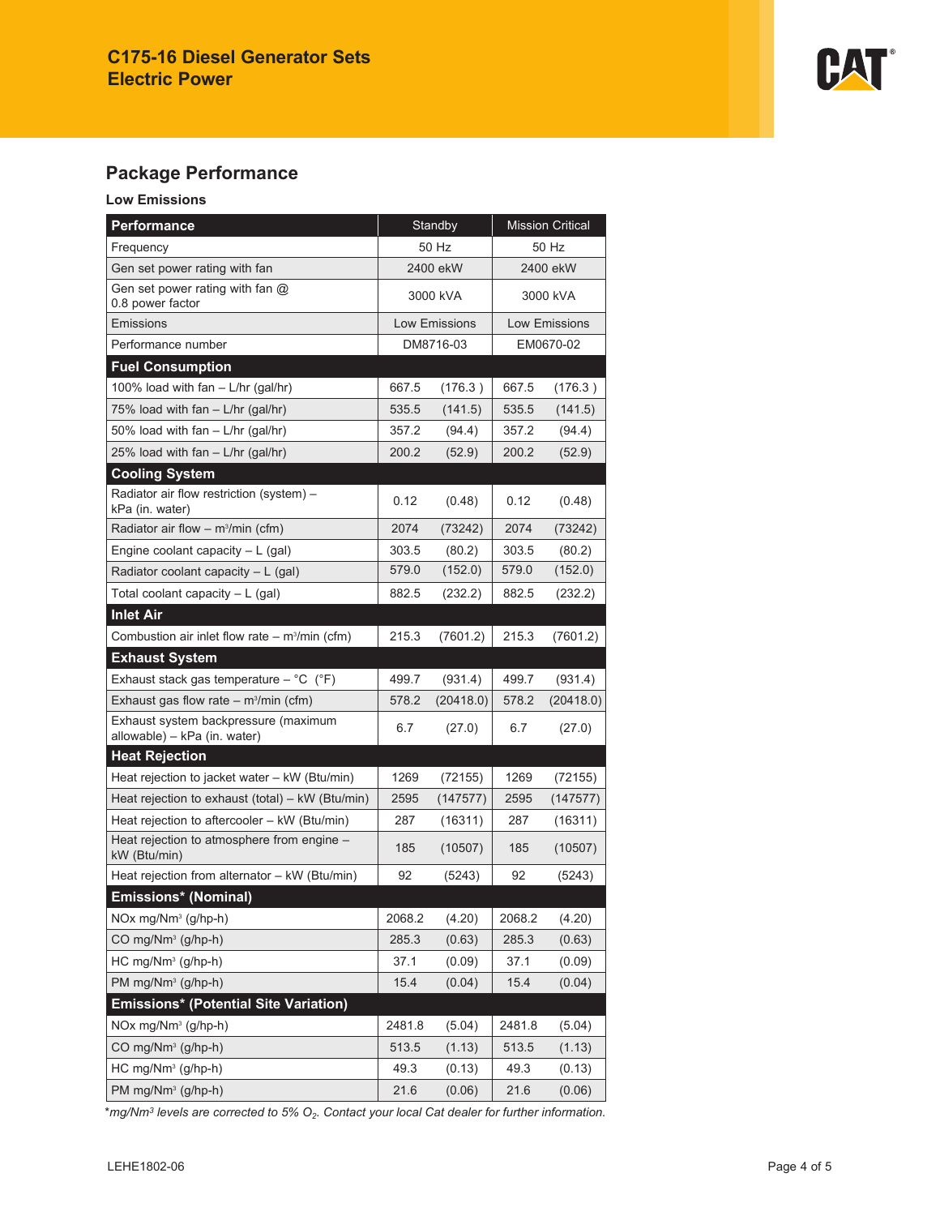# C175-16 Diesel Generator Sets
# Electric Power

## Package Performance

### Low Emissions

| Performance | Standby | | Mission Critical | |
|---|---|---|---|---|
| Frequency | 50 Hz | | 50 Hz | |
| Gen set power rating with fan | 2400 ekW | | 2400 ekW | |
| Gen set power rating with fan @ 0.8 power factor | 3000 kVA | | 3000 kVA | |
| Emissions | Low Emissions | | Low Emissions | |
| Performance number | DM8716-03 | | EM0670-02 | |
| **Fuel Consumption** | | | | |
| 100% load with fan – L/hr (gal/hr) | 667.5 | (176.3 ) | 667.5 | (176.3 ) |
| 75% load with fan – L/hr (gal/hr) | 535.5 | (141.5) | 535.5 | (141.5) |
| 50% load with fan – L/hr (gal/hr) | 357.2 | (94.4) | 357.2 | (94.4) |
| 25% load with fan – L/hr (gal/hr) | 200.2 | (52.9) | 200.2 | (52.9) |
| **Cooling System** | | | | |
| Radiator air flow restriction (system) – kPa (in. water) | 0.12 | (0.48) | 0.12 | (0.48) |
| Radiator air flow – $m^3$/min (cfm) | 2074 | (73242) | 2074 | (73242) |
| Engine coolant capacity – L (gal) | 303.5 | (80.2) | 303.5 | (80.2) |
| Radiator coolant capacity – L (gal) | 579.0 | (152.0) | 579.0 | (152.0) |
| Total coolant capacity – L (gal) | 882.5 | (232.2) | 882.5 | (232.2) |
| **Inlet Air** | | | | |
| Combustion air inlet flow rate – $m^3$/min (cfm) | 215.3 | (7601.2) | 215.3 | (7601.2) |
| **Exhaust System** | | | | |
| Exhaust stack gas temperature – °C (°F) | 499.7 | (931.4) | 499.7 | (931.4) |
| Exhaust gas flow rate – $m^3$/min (cfm) | 578.2 | (20418.0) | 578.2 | (20418.0) |
| Exhaust system backpressure (maximum allowable) – kPa (in. water) | 6.7 | (27.0) | 6.7 | (27.0) |
| **Heat Rejection** | | | | |
| Heat rejection to jacket water – kW (Btu/min) | 1269 | (72155) | 1269 | (72155) |
| Heat rejection to exhaust (total) – kW (Btu/min) | 2595 | (147577) | 2595 | (147577) |
| Heat rejection to aftercooler – kW (Btu/min) | 287 | (16311) | 287 | (16311) |
| Heat rejection to atmosphere from engine – kW (Btu/min) | 185 | (10507) | 185 | (10507) |
| Heat rejection from alternator – kW (Btu/min) | 92 | (5243) | 92 | (5243) |
| **Emissions* (Nominal)** | | | | |
| NOx mg/$Nm^3$ (g/hp-h) | 2068.2 | (4.20) | 2068.2 | (4.20) |
| CO mg/$Nm^3$ (g/hp-h) | 285.3 | (0.63) | 285.3 | (0.63) |
| HC mg/$Nm^3$ (g/hp-h) | 37.1 | (0.09) | 37.1 | (0.09) |
| PM mg/$Nm^3$ (g/hp-h) | 15.4 | (0.04) | 15.4 | (0.04) |
| **Emissions* (Potential Site Variation)** | | | | |
| NOx mg/$Nm^3$ (g/hp-h) | 2481.8 | (5.04) | 2481.8 | (5.04) |
| CO mg/$Nm^3$ (g/hp-h) | 513.5 | (1.13) | 513.5 | (1.13) |
| HC mg/$Nm^3$ (g/hp-h) | 49.3 | (0.13) | 49.3 | (0.13) |
| PM mg/$Nm^3$ (g/hp-h) | 21.6 | (0.06) | 21.6 | (0.06) |

**mg/$Nm^3$ levels are corrected to 5% $O_2$. Contact your local Cat dealer for further information.*

LEHE1802-06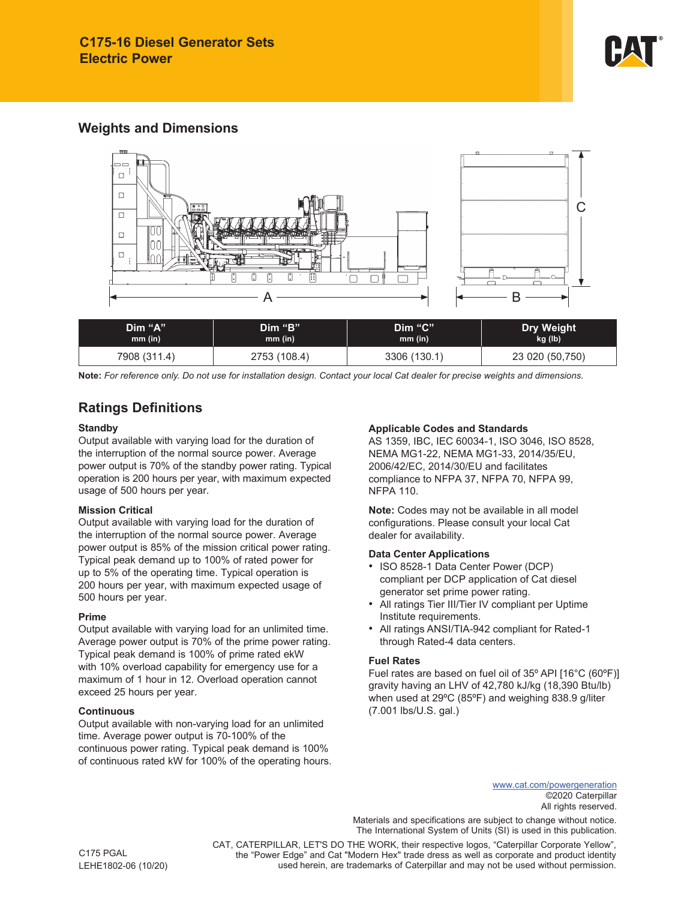## Weights and Dimensions

A

B

C

| Dim "A" mm (in) | Dim "B" mm (in) | Dim "C" mm (in) | Dry Weight kg (lb) |
|---|---|---|---|
| 7908 (311.4) | 2753 (108.4) | 3306 (130.1) | 23 020 (50,750) |

**Note:** *For reference only. Do not use for installation design. Contact your local Cat dealer for precise weights and dimensions.*

## Ratings Definitions

### Standby

Output available with varying load for the duration of the interruption of the normal source power. Average power output is 70% of the standby power rating. Typical operation is 200 hours per year, with maximum expected usage of 500 hours per year.

### Mission Critical

Output available with varying load for the duration of the interruption of the normal source power. Average power output is 85% of the mission critical power rating. Typical peak demand up to 100% of rated power for up to 5% of the operating time. Typical operation is 200 hours per year, with maximum expected usage of 500 hours per year.

### Prime

Output available with varying load for an unlimited time. Average power output is 70% of the prime power rating. Typical peak demand is 100% of prime rated ekW with 10% overload capability for emergency use for a maximum of 1 hour in 12. Overload operation cannot exceed 25 hours per year.

### Continuous

Output available with non-varying load for an unlimited time. Average power output is 70-100% of the continuous power rating. Typical peak demand is 100% of continuous rated kW for 100% of the operating hours.

### Applicable Codes and Standards

AS 1359, IBC, IEC 60034-1, ISO 3046, ISO 8528, NEMA MG1-22, NEMA MG1-33, 2014/35/EU, 2006/42/EC, 2014/30/EU and facilitates compliance to NFPA 37, NFPA 70, NFPA 99, NFPA 110.

**Note:** Codes may not be available in all model configurations. Please consult your local Cat dealer for availability.

### Data Center Applications

- ISO 8528-1 Data Center Power (DCP) compliant per DCP application of Cat diesel generator set prime power rating.
- All ratings Tier III/Tier IV compliant per Uptime Institute requirements.
- All ratings ANSI/TIA-942 compliant for Rated-1 through Rated-4 data centers.

### Fuel Rates

Fuel rates are based on fuel oil of 35º API [16°C (60ºF)] gravity having an LHV of 42,780 kJ/kg (18,390 Btu/lb) when used at 29ºC (85ºF) and weighing 838.9 g/liter (7.001 lbs/U.S. gal.)

www.cat.com/powergeneration
©2020 Caterpillar
All rights reserved.

Materials and specifications are subject to change without notice.
The International System of Units (SI) is used in this publication.

CAT, CATERPILLAR, LET'S DO THE WORK, their respective logos, "Caterpillar Corporate Yellow", the "Power Edge" and Cat "Modern Hex" trade dress as well as corporate and product identity used herein, are trademarks of Caterpillar and may not be used without permission.

C175 PGAL
LEHE1802-06 (10/20)